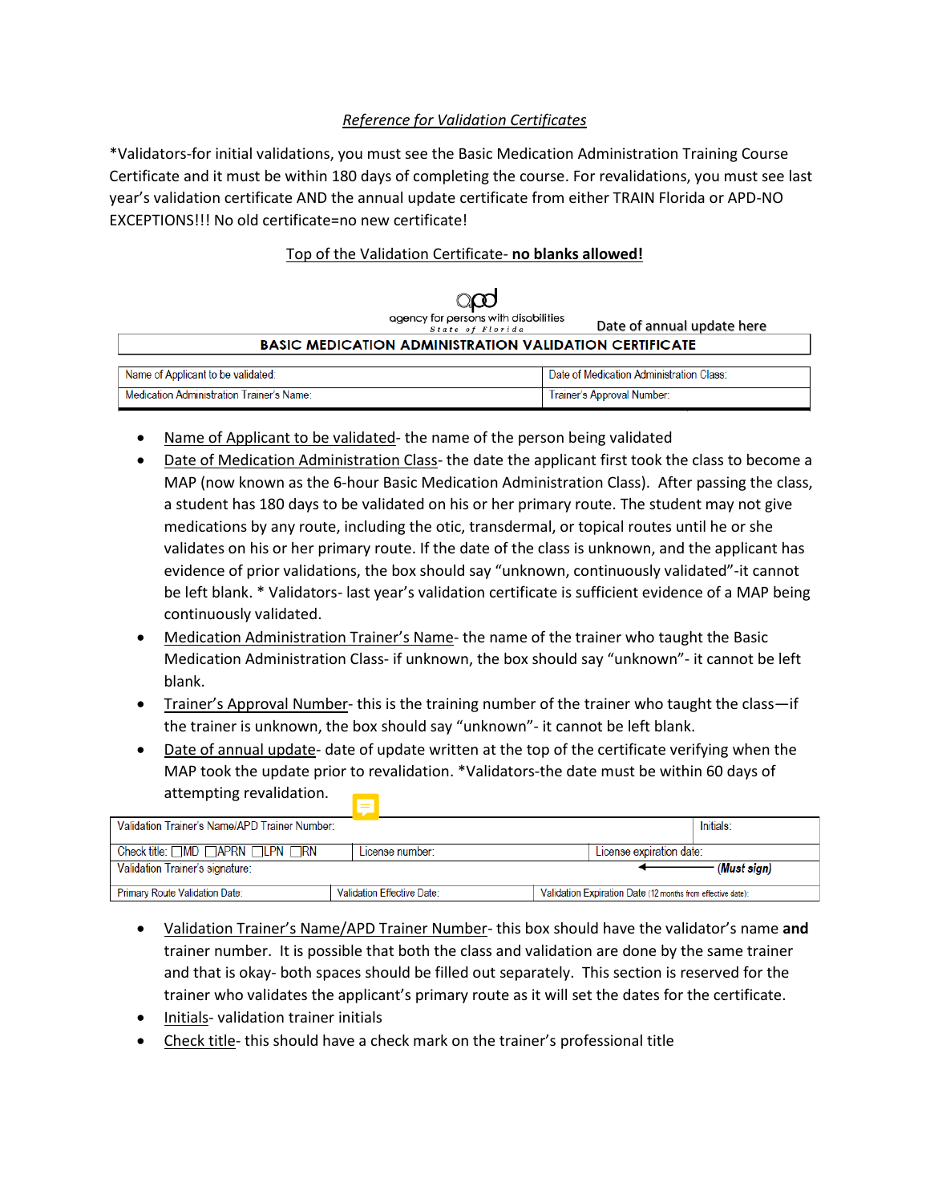## *Reference for Validation Certificates*

*Validators-for initial validations, you must see the Basic Medication Administration Training Course Certificate and it must be within 180 days of completing the course. For revalidations, you must see last year's validation certificate AND the annual update certificate from either TRAIN Florida or APD-NO EXCEPTIONS!!! No old certificate=no new certificate!

Top of the Validation Certificate- **no blanks allowed!**

agency for persons with disabilities
State of Florida

Date of annual update here

| BASIC MEDICATION ADMINISTRATION VALIDATION CERTIFICATE | |
|---|---|
| Name of Applicant to be validated: | Date of Medication Administration Class: |
| Medication Administration Trainer's Name: | Trainer's Approval Number: |

- Name of Applicant to be validated- the name of the person being validated
- Date of Medication Administration Class- the date the applicant first took the class to become a MAP (now known as the 6-hour Basic Medication Administration Class). After passing the class, a student has 180 days to be validated on his or her primary route. The student may not give medications by any route, including the otic, transdermal, or topical routes until he or she validates on his or her primary route. If the date of the class is unknown, and the applicant has evidence of prior validations, the box should say "unknown, continuously validated"-it cannot be left blank. * Validators- last year's validation certificate is sufficient evidence of a MAP being continuously validated.
- Medication Administration Trainer's Name- the name of the trainer who taught the Basic Medication Administration Class- if unknown, the box should say "unknown"- it cannot be left blank.
- Trainer's Approval Number- this is the training number of the trainer who taught the class—if the trainer is unknown, the box should say "unknown"- it cannot be left blank.
- Date of annual update- date of update written at the top of the certificate verifying when the MAP took the update prior to revalidation. *Validators-the date must be within 60 days of attempting revalidation.

| Validation Trainer's Name/APD Trainer Number: | | | Initials: |
|---|---|---|---|
| Check title: ☐MD ☐APRN ☐LPN ☐RN | License number: | License expiration date: | |
| Validation Trainer's signature: | | ← | ***(Must sign)*** |
| Primary Route Validation Date: | Validation Effective Date: | Validation Expiration Date (12 months from effective date): | |

- Validation Trainer's Name/APD Trainer Number- this box should have the validator's name **and** trainer number. It is possible that both the class and validation are done by the same trainer and that is okay- both spaces should be filled out separately. This section is reserved for the trainer who validates the applicant's primary route as it will set the dates for the certificate.
- Initials- validation trainer initials
- Check title- this should have a check mark on the trainer's professional title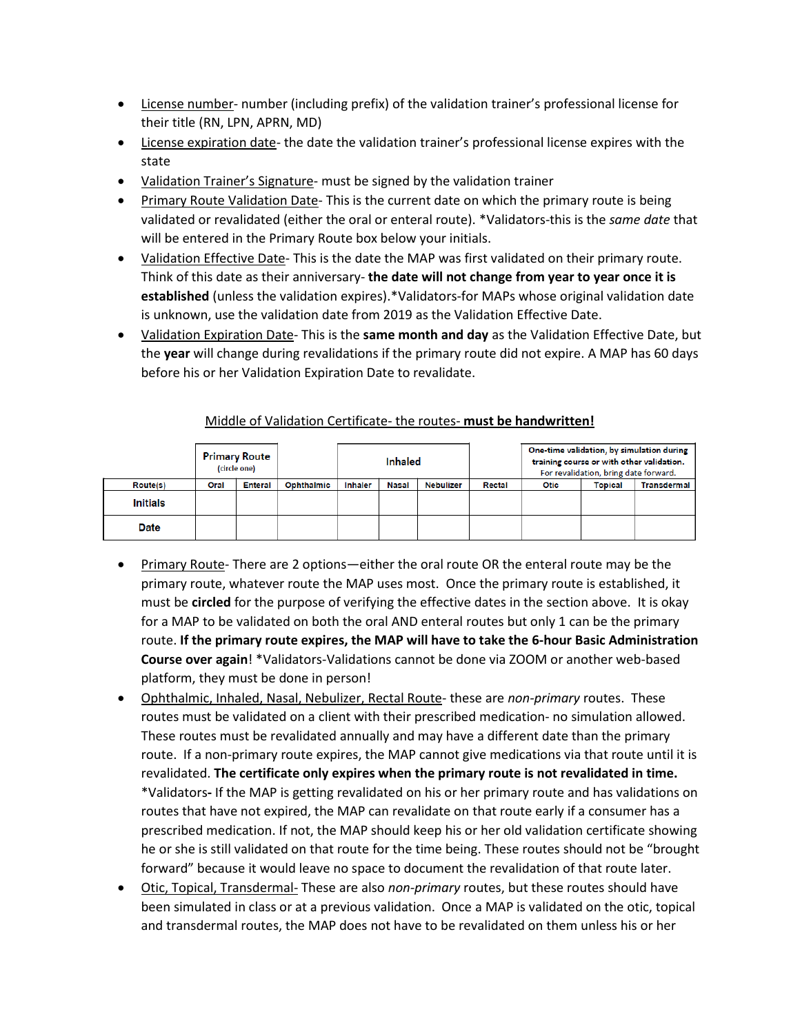- <u>License number</u>- number (including prefix) of the validation trainer's professional license for their title (RN, LPN, APRN, MD)
- <u>License expiration date</u>- the date the validation trainer's professional license expires with the state
- <u>Validation Trainer's Signature</u>- must be signed by the validation trainer
- <u>Primary Route Validation Date</u>- This is the current date on which the primary route is being validated or revalidated (either the oral or enteral route). *Validators-this is the *same date* that will be entered in the Primary Route box below your initials.
- <u>Validation Effective Date</u>- This is the date the MAP was first validated on their primary route. Think of this date as their anniversary- **the date will not change from year to year once it is established** (unless the validation expires).*Validators-for MAPs whose original validation date is unknown, use the validation date from 2019 as the Validation Effective Date.
- <u>Validation Expiration Date</u>- This is the **same month and day** as the Validation Effective Date, but the **year** will change during revalidations if the primary route did not expire. A MAP has 60 days before his or her Validation Expiration Date to revalidate.

<u>Middle of Validation Certificate- the routes-</u> **<u>must be handwritten!</u>**

| | Primary Route (circle one) | | | Inhaled | | | | One-time validation, by simulation during training course or with other validation. For revalidation, bring date forward. | | |
|---|---|---|---|---|---|---|---|---|---|---|
| Route(s) | Oral | Enteral | Ophthalmic | Inhaler | Nasal | Nebulizer | Rectal | Otic | Topical | Transdermal |
| **Initials** | | | | | | | | | | |
| **Date** | | | | | | | | | | |

- <u>Primary Route</u>- There are 2 options—either the oral route OR the enteral route may be the primary route, whatever route the MAP uses most. Once the primary route is established, it must be **circled** for the purpose of verifying the effective dates in the section above. It is okay for a MAP to be validated on both the oral AND enteral routes but only 1 can be the primary route. **If the primary route expires, the MAP will have to take the 6-hour Basic Administration Course over again**! *Validators-Validations cannot be done via ZOOM or another web-based platform, they must be done in person!
- <u>Ophthalmic, Inhaled, Nasal, Nebulizer, Rectal Route</u>- these are *non-primary* routes. These routes must be validated on a client with their prescribed medication- no simulation allowed. These routes must be revalidated annually and may have a different date than the primary route. If a non-primary route expires, the MAP cannot give medications via that route until it is revalidated. **The certificate only expires when the primary route is not revalidated in time.** *Validators**-** If the MAP is getting revalidated on his or her primary route and has validations on routes that have not expired, the MAP can revalidate on that route early if a consumer has a prescribed medication. If not, the MAP should keep his or her old validation certificate showing he or she is still validated on that route for the time being. These routes should not be "brought forward" because it would leave no space to document the revalidation of that route later.
- <u>Otic, Topical, Transdermal</u>- These are also *non-primary* routes, but these routes should have been simulated in class or at a previous validation. Once a MAP is validated on the otic, topical and transdermal routes, the MAP does not have to be revalidated on them unless his or her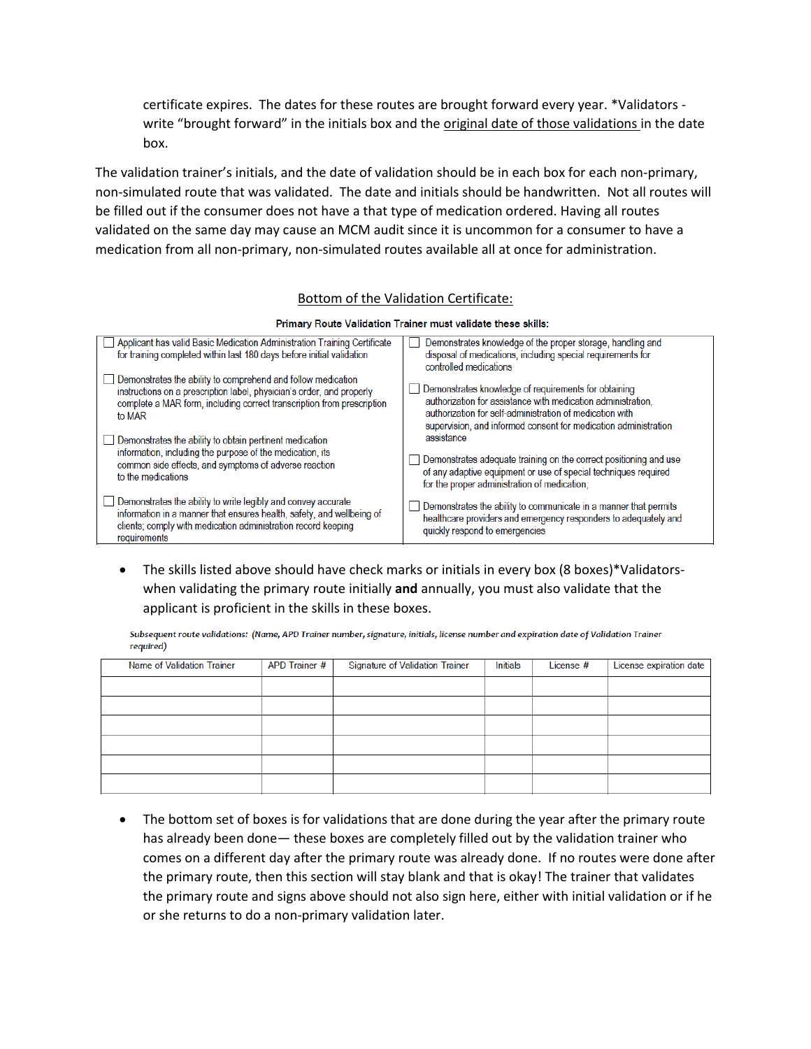certificate expires. The dates for these routes are brought forward every year. *Validators - write "brought forward" in the initials box and the original date of those validations in the date box.

The validation trainer's initials, and the date of validation should be in each box for each non-primary, non-simulated route that was validated. The date and initials should be handwritten. Not all routes will be filled out if the consumer does not have a that type of medication ordered. Having all routes validated on the same day may cause an MCM audit since it is uncommon for a consumer to have a medication from all non-primary, non-simulated routes available all at once for administration.

Bottom of the Validation Certificate:

**Primary Route Validation Trainer must validate these skills:**

| | |
|---|---|
| ☐ Applicant has valid Basic Medication Administration Training Certificate for training completed within last 180 days before initial validation | ☐ Demonstrates knowledge of the proper storage, handling and disposal of medications, including special requirements for controlled medications |
| ☐ Demonstrates the ability to comprehend and follow medication instructions on a prescription label, physician's order, and properly complete a MAR form, including correct transcription from prescription to MAR | ☐ Demonstrates knowledge of requirements for obtaining authorization for assistance with medication administration, authorization for self-administration of medication with supervision, and informed consent for medication administration assistance |
| ☐ Demonstrates the ability to obtain pertinent medication information, including the purpose of the medication, its common side effects, and symptoms of adverse reaction to the medications | ☐ Demonstrates adequate training on the correct positioning and use of any adaptive equipment or use of special techniques required for the proper administration of medication; |
| ☐ Demonstrates the ability to write legibly and convey accurate information in a manner that ensures health, safety, and wellbeing of clients; comply with medication administration record keeping requirements | ☐ Demonstrates the ability to communicate in a manner that permits healthcare providers and emergency responders to adequately and quickly respond to emergencies |

- The skills listed above should have check marks or initials in every box (8 boxes)*Validators- when validating the primary route initially **and** annually, you must also validate that the applicant is proficient in the skills in these boxes.

*Subsequent route validations: (Name, APD Trainer number, signature, initials, license number and expiration date of Validation Trainer required)*

| Name of Validation Trainer | APD Trainer # | Signature of Validation Trainer | Initials | License # | License expiration date |
|---|---|---|---|---|---|
| | | | | | |
| | | | | | |
| | | | | | |
| | | | | | |
| | | | | | |
| | | | | | |

- The bottom set of boxes is for validations that are done during the year after the primary route has already been done— these boxes are completely filled out by the validation trainer who comes on a different day after the primary route was already done. If no routes were done after the primary route, then this section will stay blank and that is okay! The trainer that validates the primary route and signs above should not also sign here, either with initial validation or if he or she returns to do a non-primary validation later.